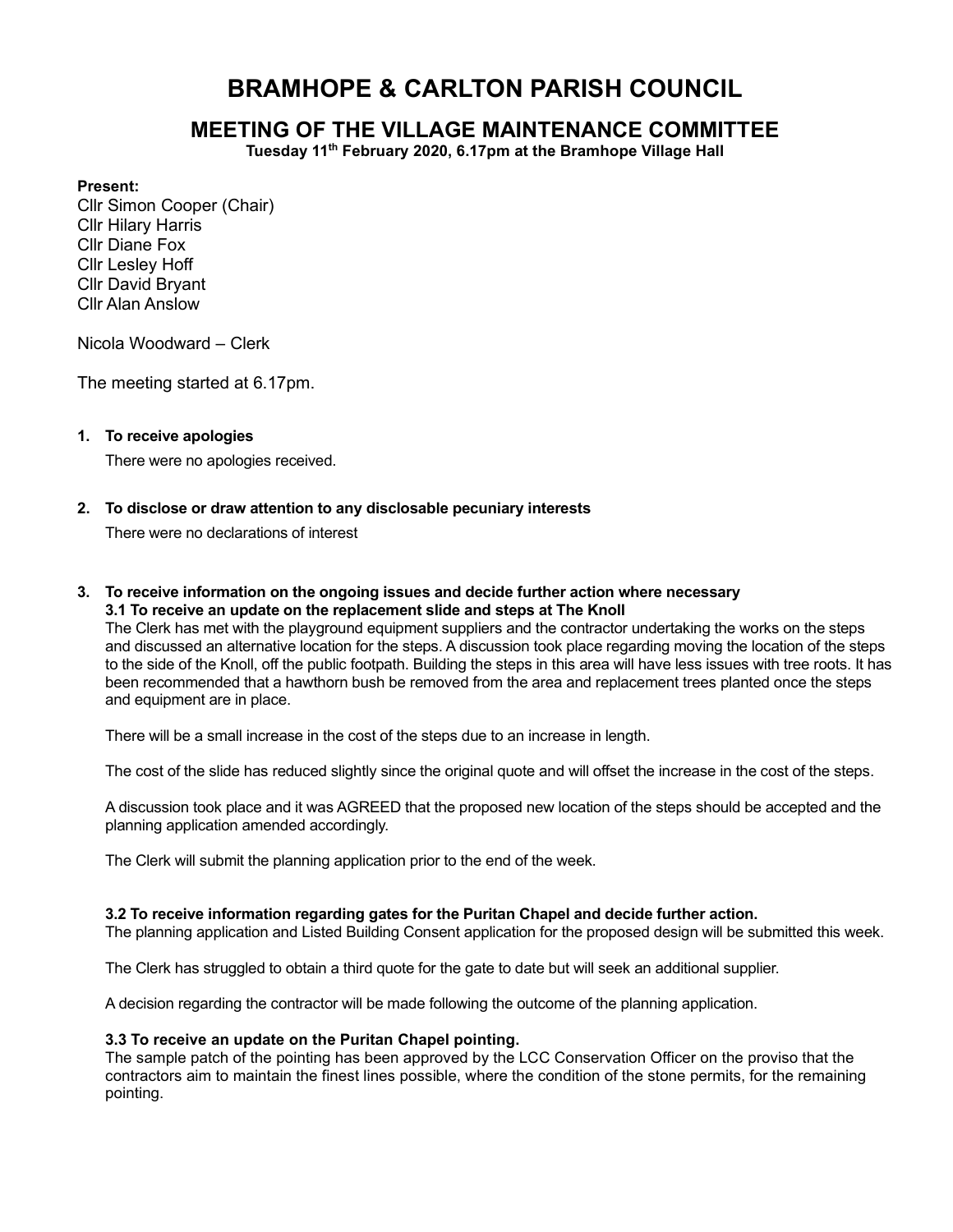# BRAMHOPE & CARLTON PARISH COUNCIL

## MEETING OF THE VILLAGE MAINTENANCE COMMITTEE

**Tuesday 11th February 2020, 6.17pm at the Bramhope Village Hall**

**Present:**
Cllr Simon Cooper (Chair)
Cllr Hilary Harris
Cllr Diane Fox
Cllr Lesley Hoff
Cllr David Bryant
Cllr Alan Anslow

Nicola Woodward – Clerk

The meeting started at 6.17pm.

1. **To receive apologies**

   There were no apologies received.

2. **To disclose or draw attention to any disclosable pecuniary interests**

   There were no declarations of interest

3. **To receive information on the ongoing issues and decide further action where necessary**

   **3.1 To receive an update on the replacement slide and steps at The Knoll**

   The Clerk has met with the playground equipment suppliers and the contractor undertaking the works on the steps and discussed an alternative location for the steps. A discussion took place regarding moving the location of the steps to the side of the Knoll, off the public footpath. Building the steps in this area will have less issues with tree roots. It has been recommended that a hawthorn bush be removed from the area and replacement trees planted once the steps and equipment are in place.

   There will be a small increase in the cost of the steps due to an increase in length.

   The cost of the slide has reduced slightly since the original quote and will offset the increase in the cost of the steps.

   A discussion took place and it was AGREED that the proposed new location of the steps should be accepted and the planning application amended accordingly.

   The Clerk will submit the planning application prior to the end of the week.

   **3.2 To receive information regarding gates for the Puritan Chapel and decide further action.**

   The planning application and Listed Building Consent application for the proposed design will be submitted this week.

   The Clerk has struggled to obtain a third quote for the gate to date but will seek an additional supplier.

   A decision regarding the contractor will be made following the outcome of the planning application.

   **3.3 To receive an update on the Puritan Chapel pointing.**

   The sample patch of the pointing has been approved by the LCC Conservation Officer on the proviso that the contractors aim to maintain the finest lines possible, where the condition of the stone permits, for the remaining pointing.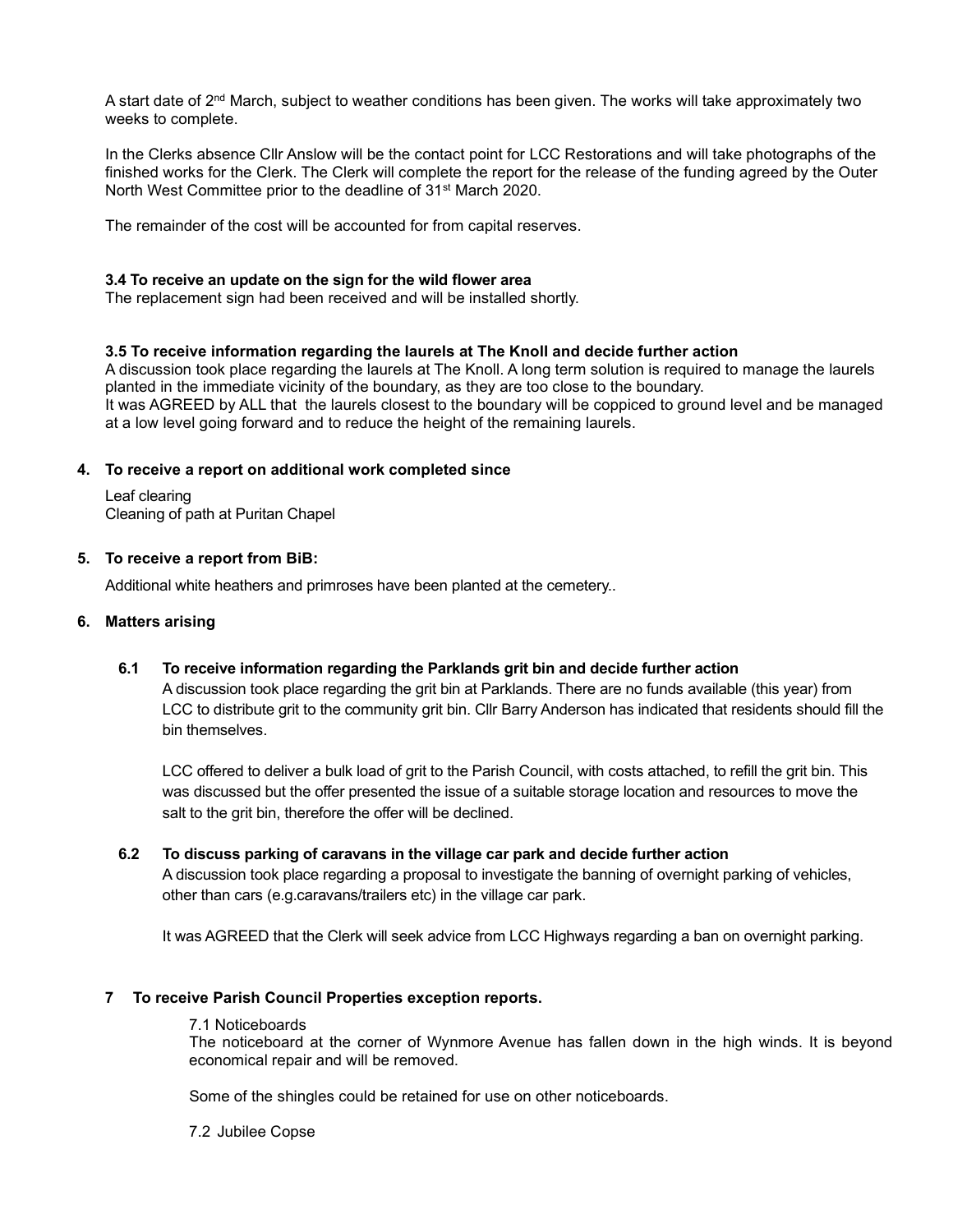A start date of 2nd March, subject to weather conditions has been given. The works will take approximately two weeks to complete.

In the Clerks absence Cllr Anslow will be the contact point for LCC Restorations and will take photographs of the finished works for the Clerk. The Clerk will complete the report for the release of the funding agreed by the Outer North West Committee prior to the deadline of 31st March 2020.

The remainder of the cost will be accounted for from capital reserves.

**3.4 To receive an update on the sign for the wild flower area**

The replacement sign had been received and will be installed shortly.

**3.5 To receive information regarding the laurels at The Knoll and decide further action**

A discussion took place regarding the laurels at The Knoll. A long term solution is required to manage the laurels planted in the immediate vicinity of the boundary, as they are too close to the boundary.
It was AGREED by ALL that the laurels closest to the boundary will be coppiced to ground level and be managed at a low level going forward and to reduce the height of the remaining laurels.

**4. To receive a report on additional work completed since**

Leaf clearing
Cleaning of path at Puritan Chapel

**5. To receive a report from BiB:**

Additional white heathers and primroses have been planted at the cemetery..

**6. Matters arising**

**6.1 To receive information regarding the Parklands grit bin and decide further action**

A discussion took place regarding the grit bin at Parklands. There are no funds available (this year) from LCC to distribute grit to the community grit bin. Cllr Barry Anderson has indicated that residents should fill the bin themselves.

LCC offered to deliver a bulk load of grit to the Parish Council, with costs attached, to refill the grit bin. This was discussed but the offer presented the issue of a suitable storage location and resources to move the salt to the grit bin, therefore the offer will be declined.

**6.2 To discuss parking of caravans in the village car park and decide further action**

A discussion took place regarding a proposal to investigate the banning of overnight parking of vehicles, other than cars (e.g.caravans/trailers etc) in the village car park.

It was AGREED that the Clerk will seek advice from LCC Highways regarding a ban on overnight parking.

**7 To receive Parish Council Properties exception reports.**

7.1 Noticeboards

The noticeboard at the corner of Wynmore Avenue has fallen down in the high winds. It is beyond economical repair and will be removed.

Some of the shingles could be retained for use on other noticeboards.

7.2 Jubilee Copse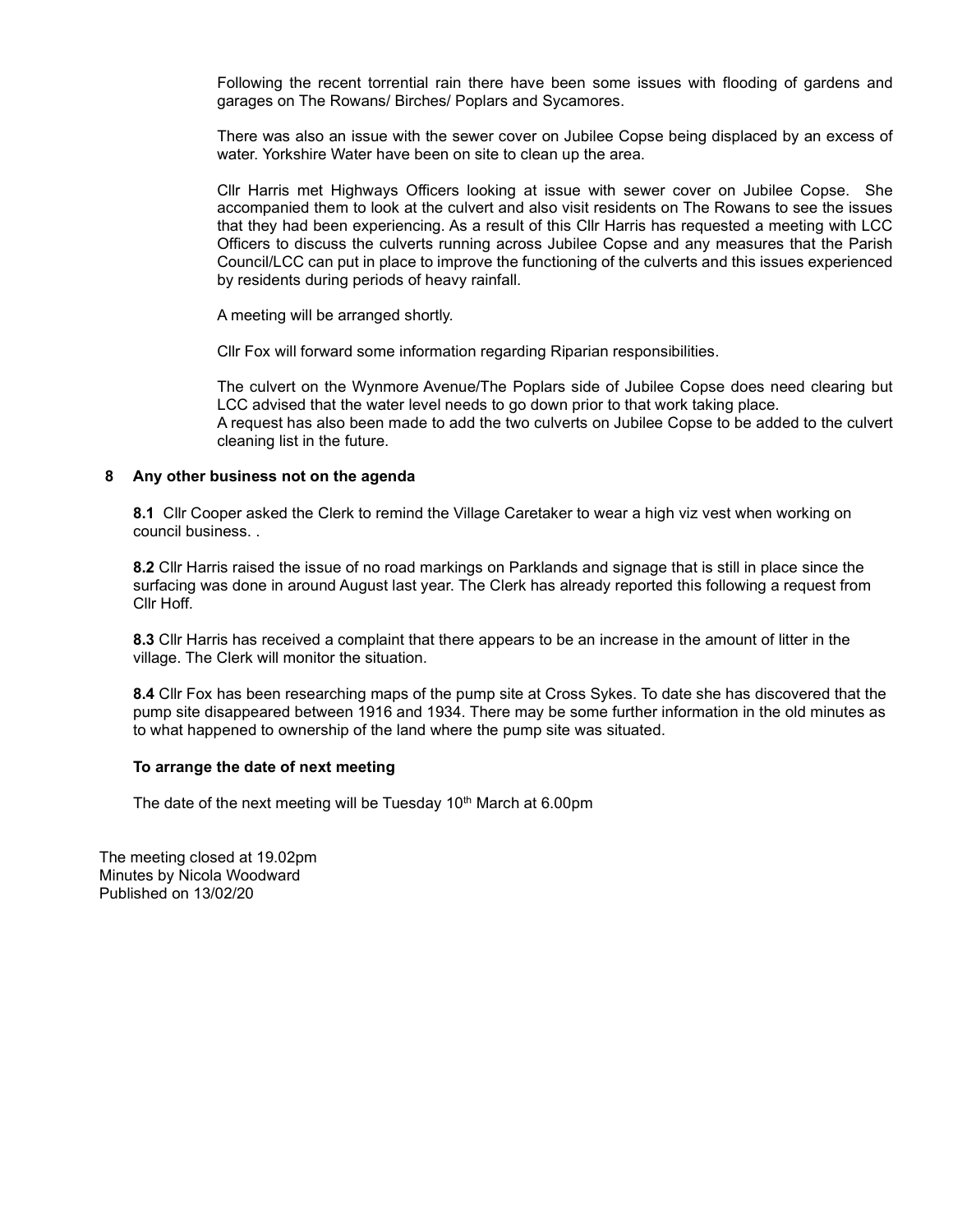Following the recent torrential rain there have been some issues with flooding of gardens and garages on The Rowans/ Birches/ Poplars and Sycamores.

There was also an issue with the sewer cover on Jubilee Copse being displaced by an excess of water. Yorkshire Water have been on site to clean up the area.

Cllr Harris met Highways Officers looking at issue with sewer cover on Jubilee Copse. She accompanied them to look at the culvert and also visit residents on The Rowans to see the issues that they had been experiencing. As a result of this Cllr Harris has requested a meeting with LCC Officers to discuss the culverts running across Jubilee Copse and any measures that the Parish Council/LCC can put in place to improve the functioning of the culverts and this issues experienced by residents during periods of heavy rainfall.

A meeting will be arranged shortly.

Cllr Fox will forward some information regarding Riparian responsibilities.

The culvert on the Wynmore Avenue/The Poplars side of Jubilee Copse does need clearing but LCC advised that the water level needs to go down prior to that work taking place.
A request has also been made to add the two culverts on Jubilee Copse to be added to the culvert cleaning list in the future.

## 8 Any other business not on the agenda

**8.1** Cllr Cooper asked the Clerk to remind the Village Caretaker to wear a high viz vest when working on council business. .

**8.2** Cllr Harris raised the issue of no road markings on Parklands and signage that is still in place since the surfacing was done in around August last year. The Clerk has already reported this following a request from Cllr Hoff.

**8.3** Cllr Harris has received a complaint that there appears to be an increase in the amount of litter in the village. The Clerk will monitor the situation.

**8.4** Cllr Fox has been researching maps of the pump site at Cross Sykes. To date she has discovered that the pump site disappeared between 1916 and 1934. There may be some further information in the old minutes as to what happened to ownership of the land where the pump site was situated.

**To arrange the date of next meeting**

The date of the next meeting will be Tuesday 10th March at 6.00pm

The meeting closed at 19.02pm
Minutes by Nicola Woodward
Published on 13/02/20